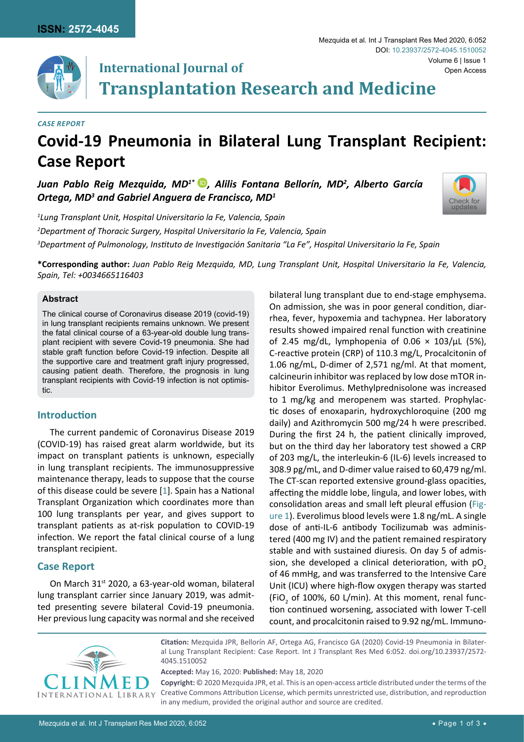CASE REPORT

# Covid-19 Pneumonia in Bilateral Lung Transplant Recipient: Case Report

***Juan Pablo Reig Mezquida, MD[1*], Alilis Fontana Bellorín, MD[2], Alberto García Ortega, MD[3] and Gabriel Anguera de Francisco, MD[1]***

*[1]Lung Transplant Unit, Hospital Universitario la Fe, Valencia, Spain*

*[2]Department of Thoracic Surgery, Hospital Universitario la Fe, Valencia, Spain*

*[3]Department of Pulmonology, Instituto de Investigación Sanitaria "La Fe", Hospital Universitario la Fe, Spain*

**\*Corresponding author:** *Juan Pablo Reig Mezquida, MD, Lung Transplant Unit, Hospital Universitario la Fe, Valencia, Spain, Tel: +0034665116403*

### Abstract

The clinical course of Coronavirus disease 2019 (covid-19) in lung transplant recipients remains unknown. We present the fatal clinical course of a 63-year-old double lung transplant recipient with severe Covid-19 pneumonia. She had stable graft function before Covid-19 infection. Despite all the supportive care and treatment graft injury progressed, causing patient death. Therefore, the prognosis in lung transplant recipients with Covid-19 infection is not optimistic.

## Introduction

The current pandemic of Coronavirus Disease 2019 (COVID-19) has raised great alarm worldwide, but its impact on transplant patients is unknown, especially in lung transplant recipients. The immunosuppressive maintenance therapy, leads to suppose that the course of this disease could be severe [1]. Spain has a National Transplant Organization which coordinates more than 100 lung transplants per year, and gives support to transplant patients as at-risk population to COVID-19 infection. We report the fatal clinical course of a lung transplant recipient.

## Case Report

On March 31st 2020, a 63-year-old woman, bilateral lung transplant carrier since January 2019, was admitted presenting severe bilateral Covid-19 pneumonia. Her previous lung capacity was normal and she received bilateral lung transplant due to end-stage emphysema. On admission, she was in poor general condition, diarrhea, fever, hypoxemia and tachypnea. Her laboratory results showed impaired renal function with creatinine of 2.45 mg/dL, lymphopenia of 0.06 × 103/μL (5%), C-reactive protein (CRP) of 110.3 mg/L, Procalcitonin of 1.06 ng/mL, D-dimer of 2,571 ng/ml. At that moment, calcineurin inhibitor was replaced by low dose mTOR inhibitor Everolimus. Methylprednisolone was increased to 1 mg/kg and meropenem was started. Prophylactic doses of enoxaparin, hydroxychloroquine (200 mg daily) and Azithromycin 500 mg/24 h were prescribed. During the first 24 h, the patient clinically improved, but on the third day her laboratory test showed a CRP of 203 mg/L, the interleukin-6 (IL-6) levels increased to 308.9 pg/mL, and D-dimer value raised to 60,479 ng/ml. The CT-scan reported extensive ground-glass opacities, affecting the middle lobe, lingula, and lower lobes, with consolidation areas and small left pleural effusion (Figure 1). Everolimus blood levels were 1.8 ng/mL. A single dose of anti-IL-6 antibody Tocilizumab was administered (400 mg IV) and the patient remained respiratory stable and with sustained diuresis. On day 5 of admission, she developed a clinical deterioration, with $pO_2$ of 46 mmHg, and was transferred to the Intensive Care Unit (ICU) where high-flow oxygen therapy was started ($FiO_2$ of 100%, 60 L/min). At this moment, renal function continued worsening, associated with lower T-cell count, and procalcitonin raised to 9.92 ng/mL. Immuno-

**Citation:** Mezquida JPR, Bellorín AF, Ortega AG, Francisco GA (2020) Covid-19 Pneumonia in Bilateral Lung Transplant Recipient: Case Report. Int J Transplant Res Med 6:052. doi.org/10.23937/2572-4045.1510052

**Accepted:** May 16, 2020: **Published:** May 18, 2020

**Copyright:** © 2020 Mezquida JPR, et al. This is an open-access article distributed under the terms of the Creative Commons Attribution License, which permits unrestricted use, distribution, and reproduction in any medium, provided the original author and source are credited.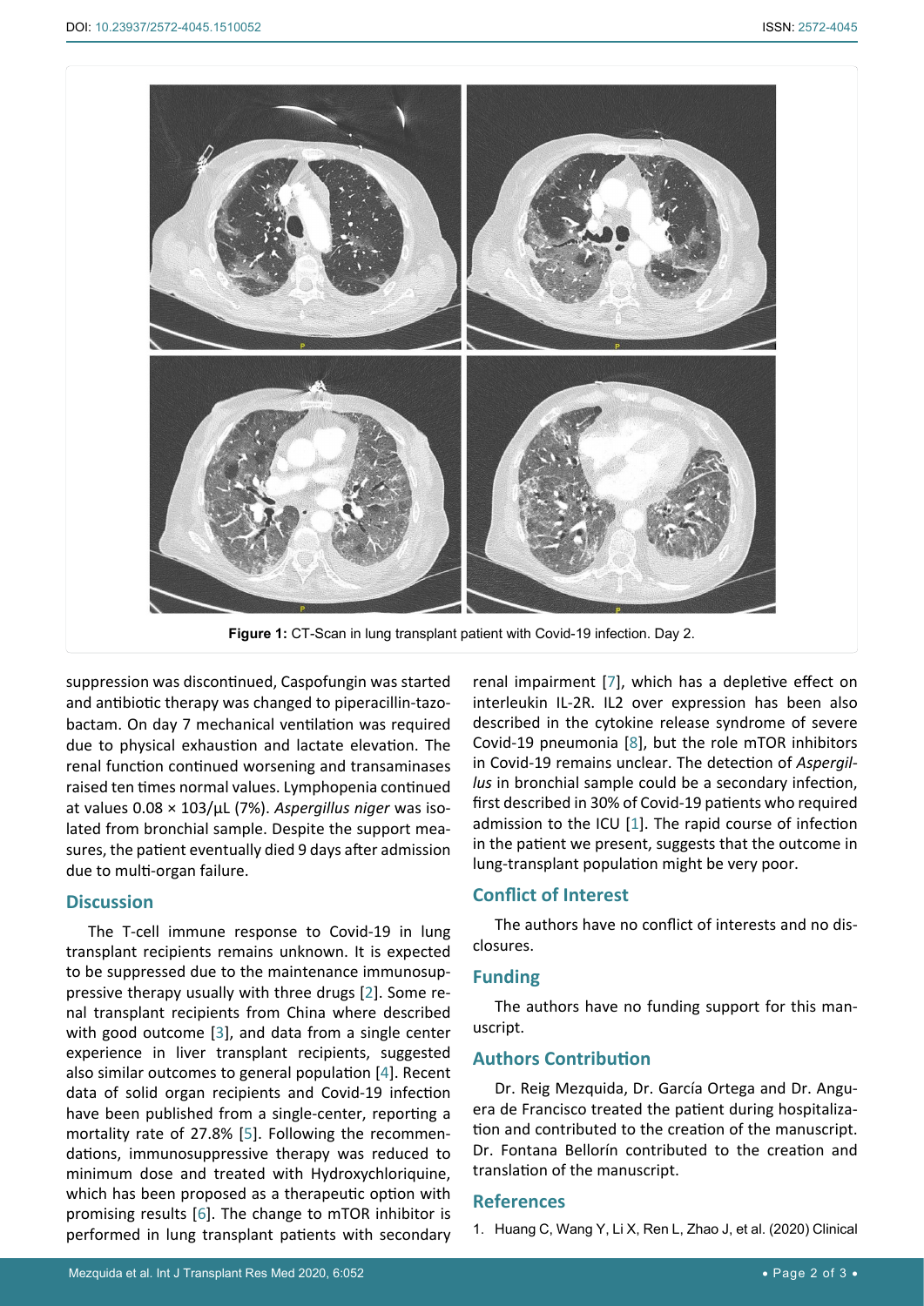**Figure 1:** CT-Scan in lung transplant patient with Covid-19 infection. Day 2.

suppression was discontinued, Caspofungin was started and antibiotic therapy was changed to piperacillin-tazobactam. On day 7 mechanical ventilation was required due to physical exhaustion and lactate elevation. The renal function continued worsening and transaminases raised ten times normal values. Lymphopenia continued at values 0.08 × 103/µL (7%). *Aspergillus niger* was isolated from bronchial sample. Despite the support measures, the patient eventually died 9 days after admission due to multi-organ failure.

## Discussion

The T-cell immune response to Covid-19 in lung transplant recipients remains unknown. It is expected to be suppressed due to the maintenance immunosuppressive therapy usually with three drugs [2]. Some renal transplant recipients from China where described with good outcome [3], and data from a single center experience in liver transplant recipients, suggested also similar outcomes to general population [4]. Recent data of solid organ recipients and Covid-19 infection have been published from a single-center, reporting a mortality rate of 27.8% [5]. Following the recommendations, immunosuppressive therapy was reduced to minimum dose and treated with Hydroxychloriquine, which has been proposed as a therapeutic option with promising results [6]. The change to mTOR inhibitor is performed in lung transplant patients with secondary renal impairment [7], which has a depletive effect on interleukin IL-2R. IL2 over expression has been also described in the cytokine release syndrome of severe Covid-19 pneumonia [8], but the role mTOR inhibitors in Covid-19 remains unclear. The detection of *Aspergillus* in bronchial sample could be a secondary infection, first described in 30% of Covid-19 patients who required admission to the ICU [1]. The rapid course of infection in the patient we present, suggests that the outcome in lung-transplant population might be very poor.

## Conflict of Interest

The authors have no conflict of interests and no disclosures.

## Funding

The authors have no funding support for this manuscript.

## Authors Contribution

Dr. Reig Mezquida, Dr. García Ortega and Dr. Anguera de Francisco treated the patient during hospitalization and contributed to the creation of the manuscript. Dr. Fontana Bellorín contributed to the creation and translation of the manuscript.

## References

1. Huang C, Wang Y, Li X, Ren L, Zhao J, et al. (2020) Clinical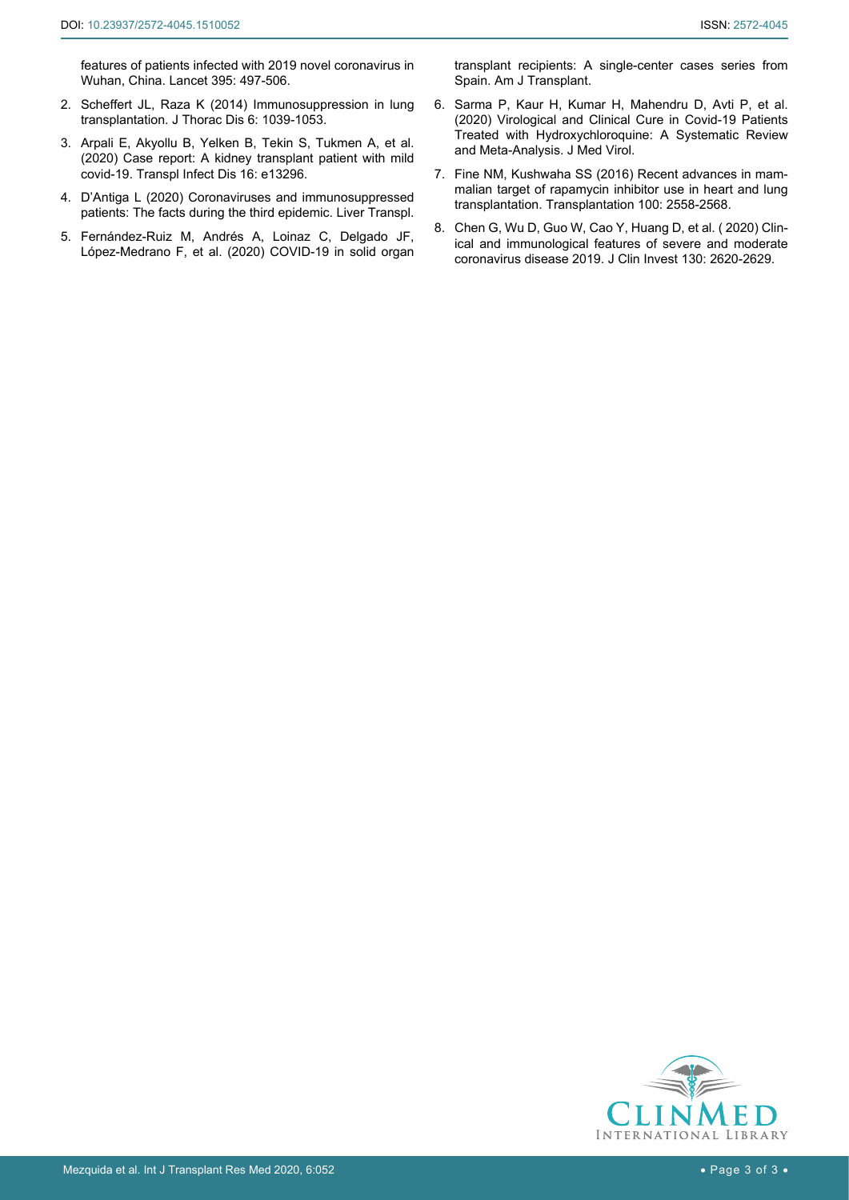features of patients infected with 2019 novel coronavirus in Wuhan, China. Lancet 395: 497-506.

2. Scheffert JL, Raza K (2014) Immunosuppression in lung transplantation. J Thorac Dis 6: 1039-1053.
3. Arpali E, Akyollu B, Yelken B, Tekin S, Tukmen A, et al. (2020) Case report: A kidney transplant patient with mild covid-19. Transpl Infect Dis 16: e13296.
4. D'Antiga L (2020) Coronaviruses and immunosuppressed patients: The facts during the third epidemic. Liver Transpl.
5. Fernández-Ruiz M, Andrés A, Loinaz C, Delgado JF, López-Medrano F, et al. (2020) COVID-19 in solid organ transplant recipients: A single-center cases series from Spain. Am J Transplant.
6. Sarma P, Kaur H, Kumar H, Mahendru D, Avti P, et al. (2020) Virological and Clinical Cure in Covid-19 Patients Treated with Hydroxychloroquine: A Systematic Review and Meta-Analysis. J Med Virol.
7. Fine NM, Kushwaha SS (2016) Recent advances in mammalian target of rapamycin inhibitor use in heart and lung transplantation. Transplantation 100: 2558-2568.
8. Chen G, Wu D, Guo W, Cao Y, Huang D, et al. ( 2020) Clinical and immunological features of severe and moderate coronavirus disease 2019. J Clin Invest 130: 2620-2629.